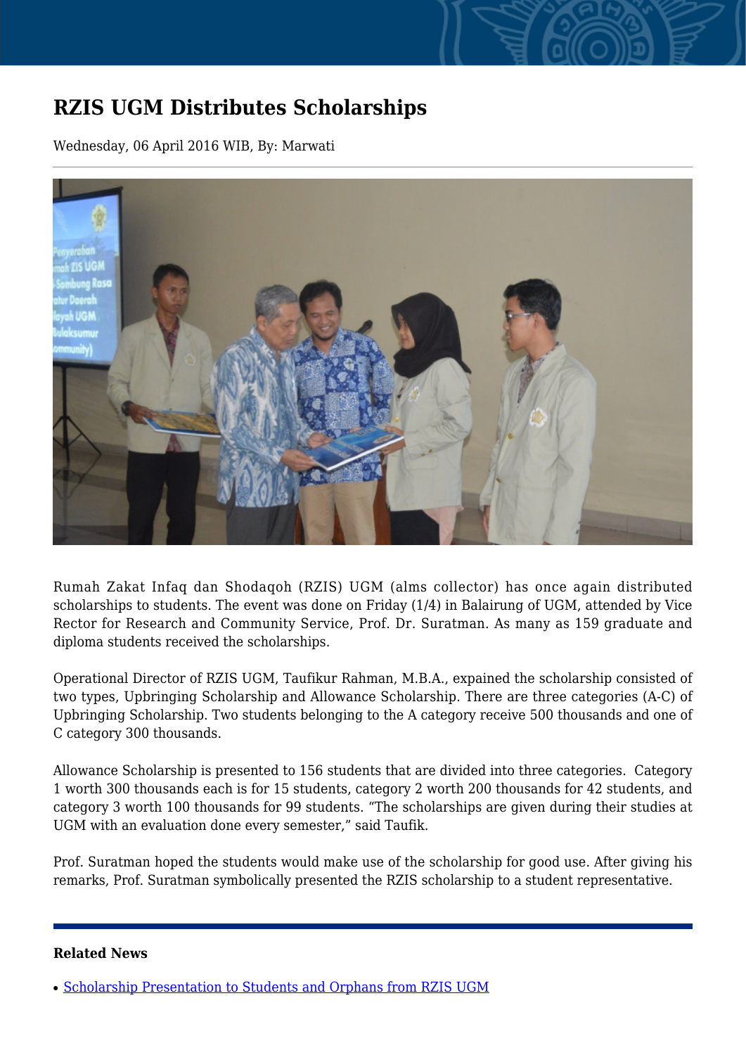# RZIS UGM Distributes Scholarships

Wednesday, 06 April 2016 WIB, By: Marwati

---

Rumah Zakat Infaq dan Shodaqoh (RZIS) UGM (alms collector) has once again distributed scholarships to students. The event was done on Friday (1/4) in Balairung of UGM, attended by Vice Rector for Research and Community Service, Prof. Dr. Suratman. As many as 159 graduate and diploma students received the scholarships.

Operational Director of RZIS UGM, Taufikur Rahman, M.B.A., expained the scholarship consisted of two types, Upbringing Scholarship and Allowance Scholarship. There are three categories (A-C) of Upbringing Scholarship. Two students belonging to the A category receive 500 thousands and one of C category 300 thousands.

Allowance Scholarship is presented to 156 students that are divided into three categories. Category 1 worth 300 thousands each is for 15 students, category 2 worth 200 thousands for 42 students, and category 3 worth 100 thousands for 99 students. “The scholarships are given during their studies at UGM with an evaluation done every semester,” said Taufik.

Prof. Suratman hoped the students would make use of the scholarship for good use. After giving his remarks, Prof. Suratman symbolically presented the RZIS scholarship to a student representative.

---

**Related News**

- Scholarship Presentation to Students and Orphans from RZIS UGM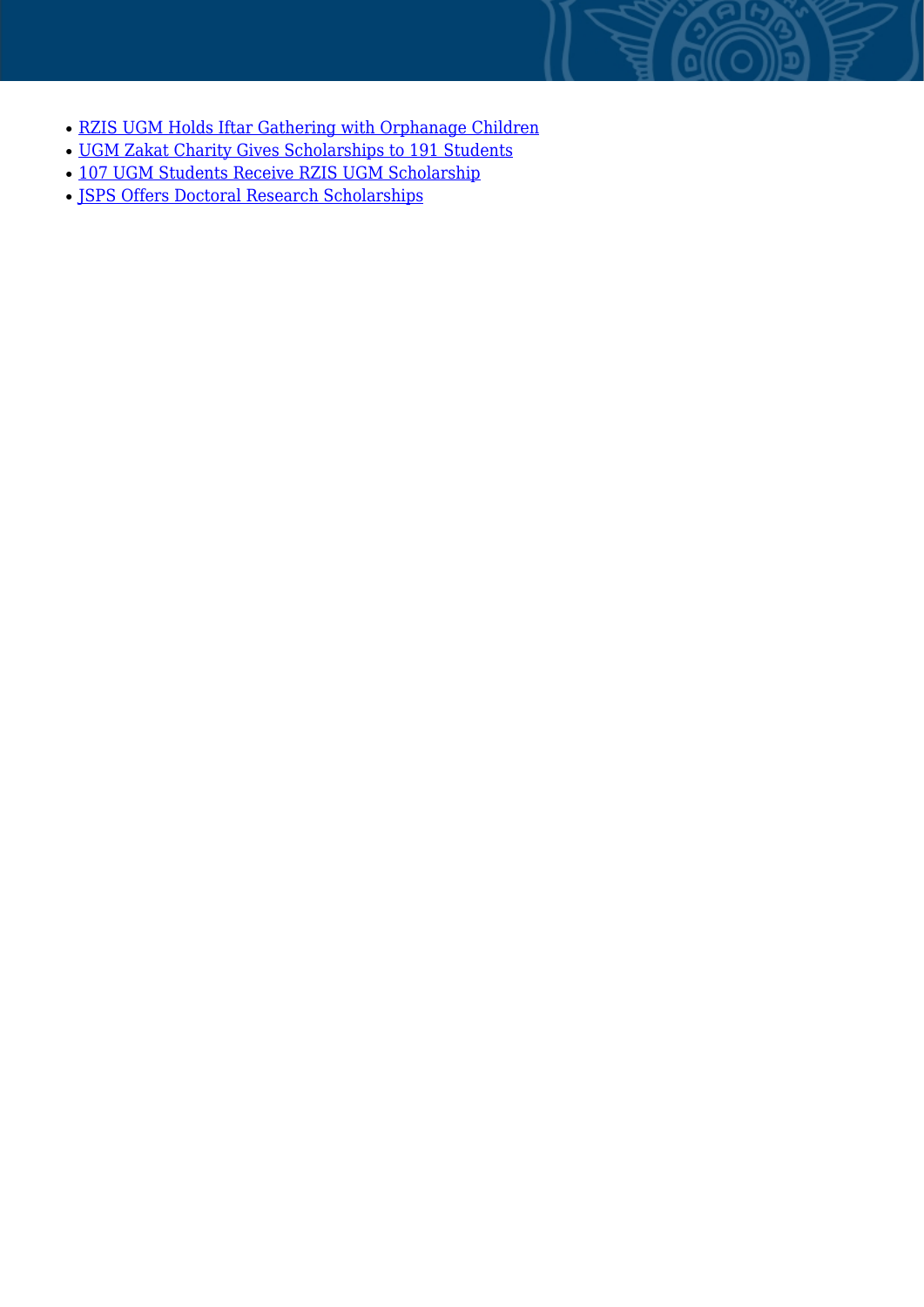- RZIS UGM Holds Iftar Gathering with Orphanage Children
- UGM Zakat Charity Gives Scholarships to 191 Students
- 107 UGM Students Receive RZIS UGM Scholarship
- JSPS Offers Doctoral Research Scholarships